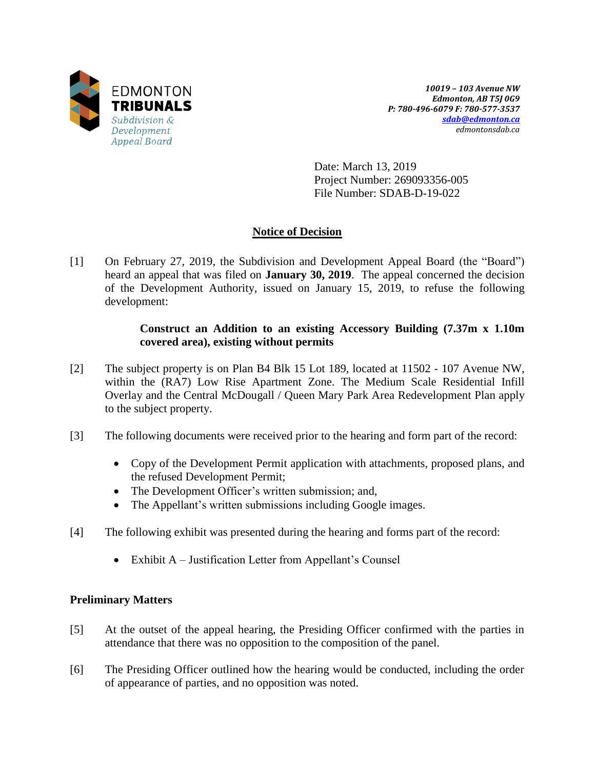EDMONTON
**TRIBUNALS**
*Subdivision & Development Appeal Board*

***10019 – 103 Avenue NW***
***Edmonton, AB T5J 0G9***
***P: 780-496-6079 F: 780-577-3537***
***sdab@edmonton.ca***
*edmontonsdab.ca*

Date: March 13, 2019
Project Number: 269093356-005
File Number: SDAB-D-19-022

## Notice of Decision

[1] On February 27, 2019, the Subdivision and Development Appeal Board (the "Board") heard an appeal that was filed on **January 30, 2019**. The appeal concerned the decision of the Development Authority, issued on January 15, 2019, to refuse the following development:

> **Construct an Addition to an existing Accessory Building (7.37m x 1.10m covered area), existing without permits**

[2] The subject property is on Plan B4 Blk 15 Lot 189, located at 11502 - 107 Avenue NW, within the (RA7) Low Rise Apartment Zone. The Medium Scale Residential Infill Overlay and the Central McDougall / Queen Mary Park Area Redevelopment Plan apply to the subject property.

[3] The following documents were received prior to the hearing and form part of the record:

- Copy of the Development Permit application with attachments, proposed plans, and the refused Development Permit;
- The Development Officer's written submission; and,
- The Appellant's written submissions including Google images.

[4] The following exhibit was presented during the hearing and forms part of the record:

- Exhibit A – Justification Letter from Appellant's Counsel

### Preliminary Matters

[5] At the outset of the appeal hearing, the Presiding Officer confirmed with the parties in attendance that there was no opposition to the composition of the panel.

[6] The Presiding Officer outlined how the hearing would be conducted, including the order of appearance of parties, and no opposition was noted.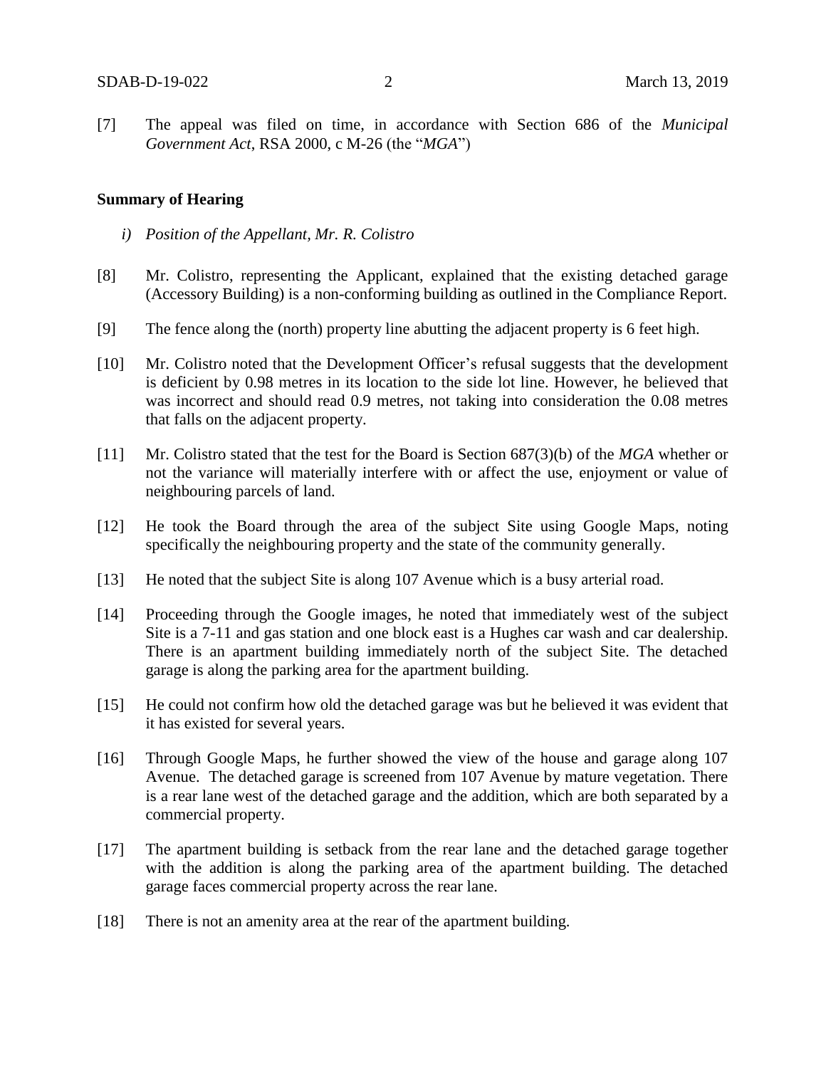[7] The appeal was filed on time, in accordance with Section 686 of the *Municipal Government Act*, RSA 2000, c M-26 (the "*MGA*")

**Summary of Hearing**

*i) Position of the Appellant, Mr. R. Colistro*

[8] Mr. Colistro, representing the Applicant, explained that the existing detached garage (Accessory Building) is a non-conforming building as outlined in the Compliance Report.

[9] The fence along the (north) property line abutting the adjacent property is 6 feet high.

[10] Mr. Colistro noted that the Development Officer's refusal suggests that the development is deficient by 0.98 metres in its location to the side lot line. However, he believed that was incorrect and should read 0.9 metres, not taking into consideration the 0.08 metres that falls on the adjacent property.

[11] Mr. Colistro stated that the test for the Board is Section 687(3)(b) of the *MGA* whether or not the variance will materially interfere with or affect the use, enjoyment or value of neighbouring parcels of land.

[12] He took the Board through the area of the subject Site using Google Maps, noting specifically the neighbouring property and the state of the community generally.

[13] He noted that the subject Site is along 107 Avenue which is a busy arterial road.

[14] Proceeding through the Google images, he noted that immediately west of the subject Site is a 7-11 and gas station and one block east is a Hughes car wash and car dealership. There is an apartment building immediately north of the subject Site. The detached garage is along the parking area for the apartment building.

[15] He could not confirm how old the detached garage was but he believed it was evident that it has existed for several years.

[16] Through Google Maps, he further showed the view of the house and garage along 107 Avenue. The detached garage is screened from 107 Avenue by mature vegetation. There is a rear lane west of the detached garage and the addition, which are both separated by a commercial property.

[17] The apartment building is setback from the rear lane and the detached garage together with the addition is along the parking area of the apartment building. The detached garage faces commercial property across the rear lane.

[18] There is not an amenity area at the rear of the apartment building.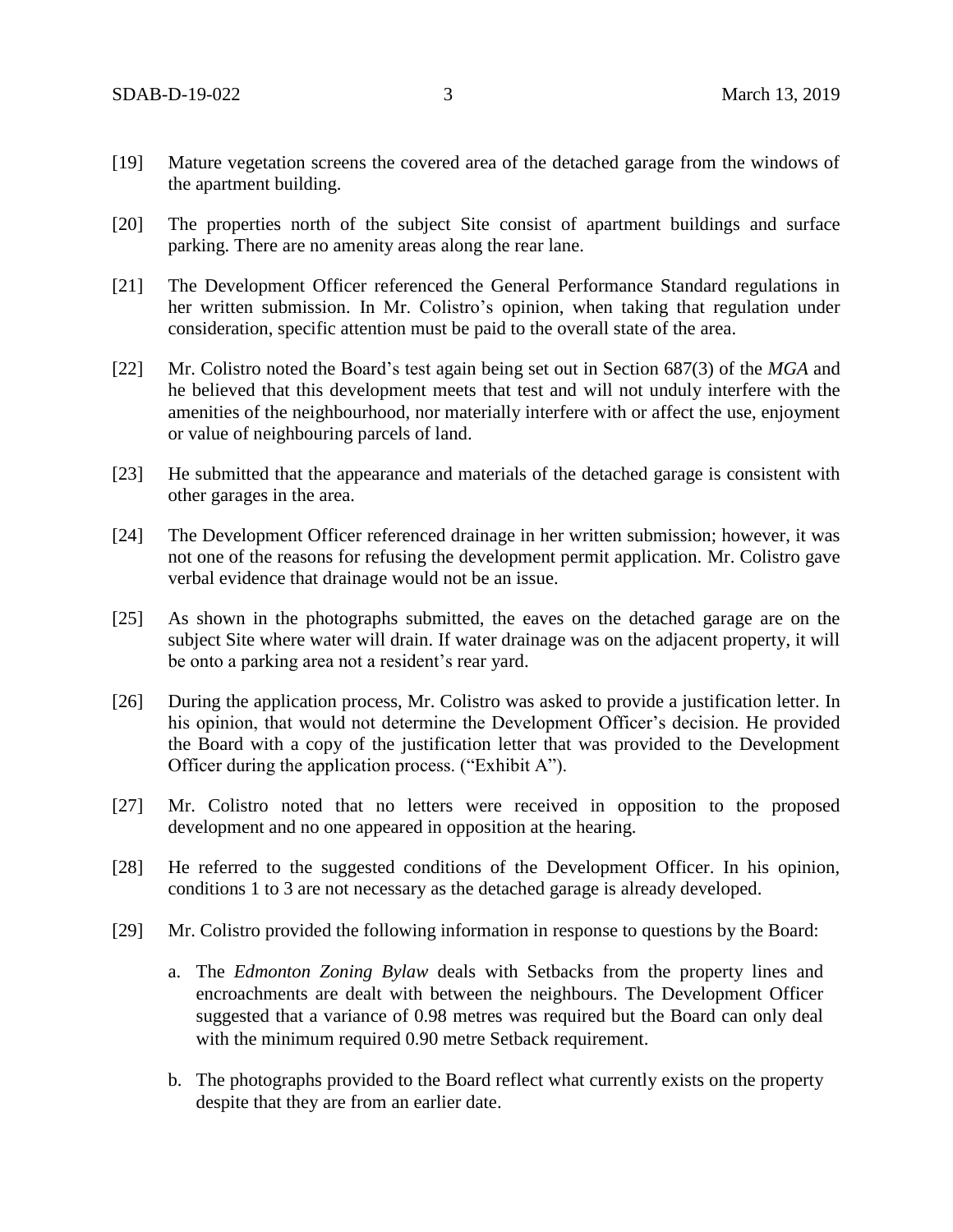[19] Mature vegetation screens the covered area of the detached garage from the windows of the apartment building.

[20] The properties north of the subject Site consist of apartment buildings and surface parking. There are no amenity areas along the rear lane.

[21] The Development Officer referenced the General Performance Standard regulations in her written submission. In Mr. Colistro's opinion, when taking that regulation under consideration, specific attention must be paid to the overall state of the area.

[22] Mr. Colistro noted the Board's test again being set out in Section 687(3) of the *MGA* and he believed that this development meets that test and will not unduly interfere with the amenities of the neighbourhood, nor materially interfere with or affect the use, enjoyment or value of neighbouring parcels of land.

[23] He submitted that the appearance and materials of the detached garage is consistent with other garages in the area.

[24] The Development Officer referenced drainage in her written submission; however, it was not one of the reasons for refusing the development permit application. Mr. Colistro gave verbal evidence that drainage would not be an issue.

[25] As shown in the photographs submitted, the eaves on the detached garage are on the subject Site where water will drain. If water drainage was on the adjacent property, it will be onto a parking area not a resident's rear yard.

[26] During the application process, Mr. Colistro was asked to provide a justification letter. In his opinion, that would not determine the Development Officer's decision. He provided the Board with a copy of the justification letter that was provided to the Development Officer during the application process. ("Exhibit A").

[27] Mr. Colistro noted that no letters were received in opposition to the proposed development and no one appeared in opposition at the hearing.

[28] He referred to the suggested conditions of the Development Officer. In his opinion, conditions 1 to 3 are not necessary as the detached garage is already developed.

[29] Mr. Colistro provided the following information in response to questions by the Board:

a. The *Edmonton Zoning Bylaw* deals with Setbacks from the property lines and encroachments are dealt with between the neighbours. The Development Officer suggested that a variance of 0.98 metres was required but the Board can only deal with the minimum required 0.90 metre Setback requirement.

b. The photographs provided to the Board reflect what currently exists on the property despite that they are from an earlier date.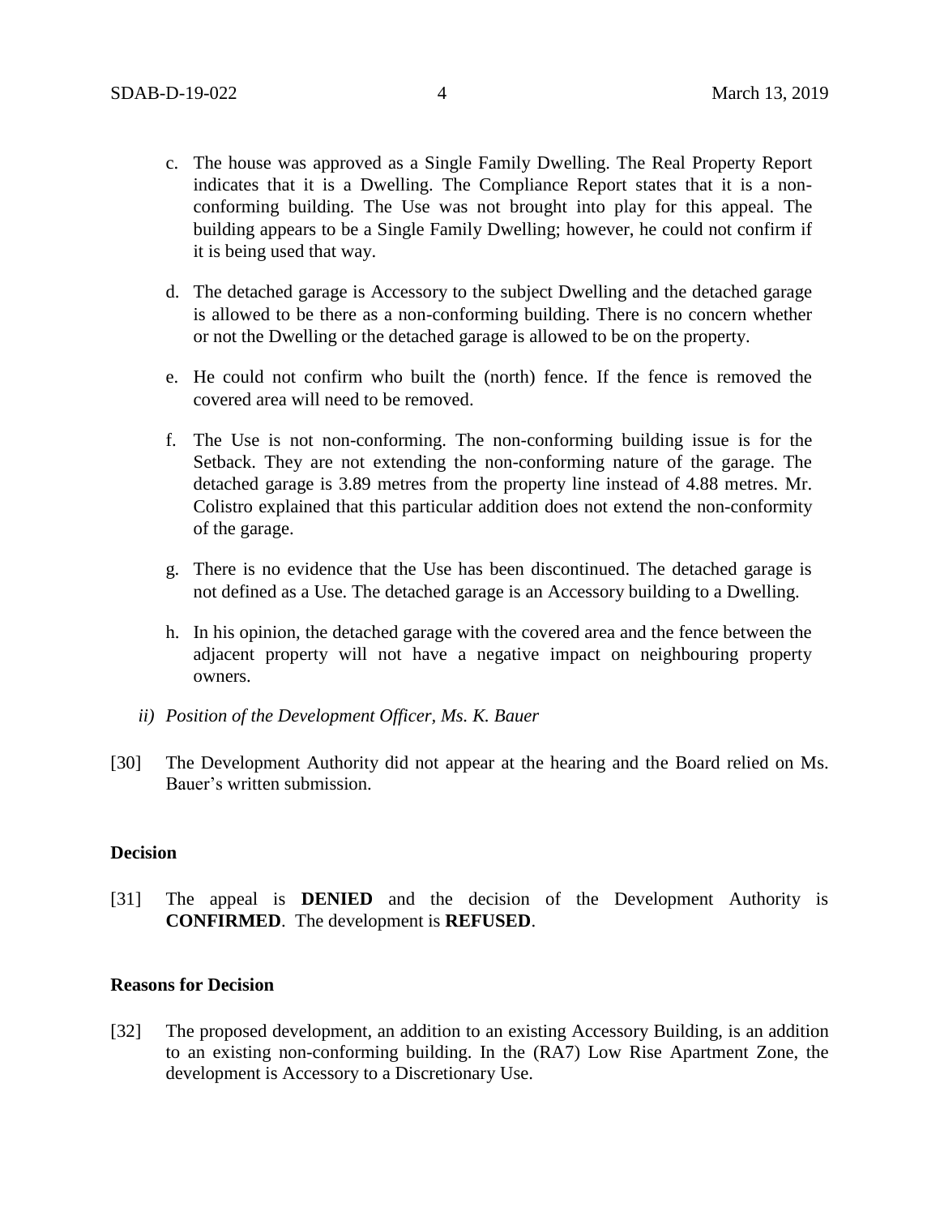c. The house was approved as a Single Family Dwelling. The Real Property Report indicates that it is a Dwelling. The Compliance Report states that it is a non-conforming building. The Use was not brought into play for this appeal. The building appears to be a Single Family Dwelling; however, he could not confirm if it is being used that way.

d. The detached garage is Accessory to the subject Dwelling and the detached garage is allowed to be there as a non-conforming building. There is no concern whether or not the Dwelling or the detached garage is allowed to be on the property.

e. He could not confirm who built the (north) fence. If the fence is removed the covered area will need to be removed.

f. The Use is not non-conforming. The non-conforming building issue is for the Setback. They are not extending the non-conforming nature of the garage. The detached garage is 3.89 metres from the property line instead of 4.88 metres. Mr. Colistro explained that this particular addition does not extend the non-conformity of the garage.

g. There is no evidence that the Use has been discontinued. The detached garage is not defined as a Use. The detached garage is an Accessory building to a Dwelling.

h. In his opinion, the detached garage with the covered area and the fence between the adjacent property will not have a negative impact on neighbouring property owners.

*ii) Position of the Development Officer, Ms. K. Bauer*

[30] The Development Authority did not appear at the hearing and the Board relied on Ms. Bauer's written submission.

**Decision**

[31] The appeal is **DENIED** and the decision of the Development Authority is **CONFIRMED**. The development is **REFUSED**.

**Reasons for Decision**

[32] The proposed development, an addition to an existing Accessory Building, is an addition to an existing non-conforming building. In the (RA7) Low Rise Apartment Zone, the development is Accessory to a Discretionary Use.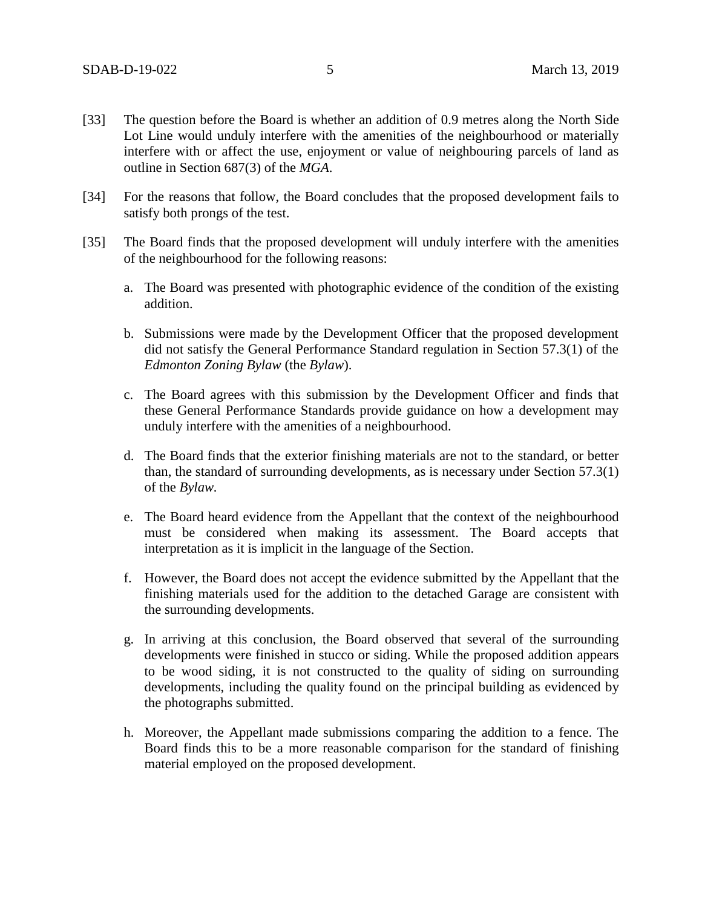[33] The question before the Board is whether an addition of 0.9 metres along the North Side Lot Line would unduly interfere with the amenities of the neighbourhood or materially interfere with or affect the use, enjoyment or value of neighbouring parcels of land as outline in Section 687(3) of the *MGA*.

[34] For the reasons that follow, the Board concludes that the proposed development fails to satisfy both prongs of the test.

[35] The Board finds that the proposed development will unduly interfere with the amenities of the neighbourhood for the following reasons:

a. The Board was presented with photographic evidence of the condition of the existing addition.

b. Submissions were made by the Development Officer that the proposed development did not satisfy the General Performance Standard regulation in Section 57.3(1) of the *Edmonton Zoning Bylaw* (the *Bylaw*).

c. The Board agrees with this submission by the Development Officer and finds that these General Performance Standards provide guidance on how a development may unduly interfere with the amenities of a neighbourhood.

d. The Board finds that the exterior finishing materials are not to the standard, or better than, the standard of surrounding developments, as is necessary under Section 57.3(1) of the *Bylaw*.

e. The Board heard evidence from the Appellant that the context of the neighbourhood must be considered when making its assessment. The Board accepts that interpretation as it is implicit in the language of the Section.

f. However, the Board does not accept the evidence submitted by the Appellant that the finishing materials used for the addition to the detached Garage are consistent with the surrounding developments.

g. In arriving at this conclusion, the Board observed that several of the surrounding developments were finished in stucco or siding. While the proposed addition appears to be wood siding, it is not constructed to the quality of siding on surrounding developments, including the quality found on the principal building as evidenced by the photographs submitted.

h. Moreover, the Appellant made submissions comparing the addition to a fence. The Board finds this to be a more reasonable comparison for the standard of finishing material employed on the proposed development.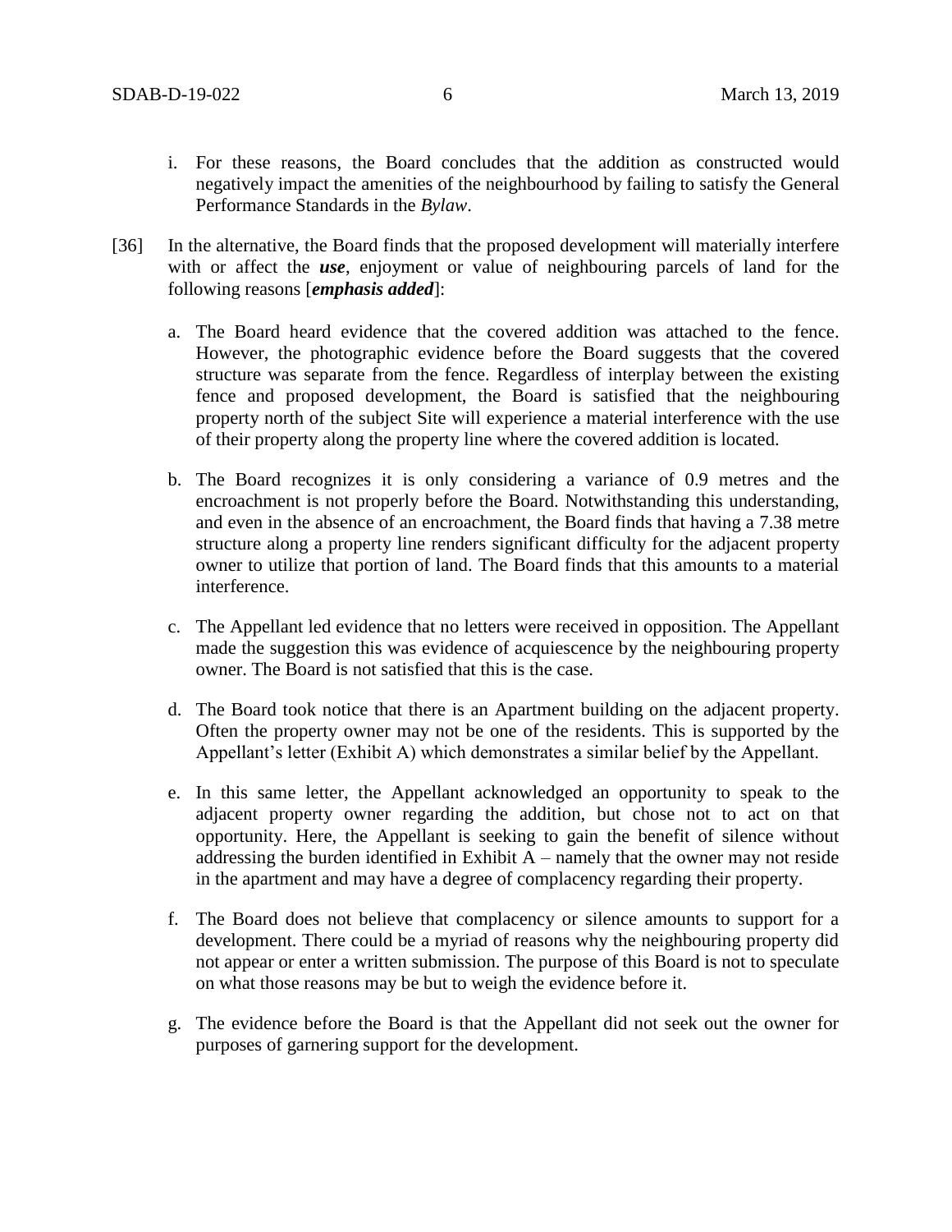i. For these reasons, the Board concludes that the addition as constructed would negatively impact the amenities of the neighbourhood by failing to satisfy the General Performance Standards in the *Bylaw*.

[36] In the alternative, the Board finds that the proposed development will materially interfere with or affect the ***use***, enjoyment or value of neighbouring parcels of land for the following reasons [***emphasis added***]:

a. The Board heard evidence that the covered addition was attached to the fence. However, the photographic evidence before the Board suggests that the covered structure was separate from the fence. Regardless of interplay between the existing fence and proposed development, the Board is satisfied that the neighbouring property north of the subject Site will experience a material interference with the use of their property along the property line where the covered addition is located.

b. The Board recognizes it is only considering a variance of 0.9 metres and the encroachment is not properly before the Board. Notwithstanding this understanding, and even in the absence of an encroachment, the Board finds that having a 7.38 metre structure along a property line renders significant difficulty for the adjacent property owner to utilize that portion of land. The Board finds that this amounts to a material interference.

c. The Appellant led evidence that no letters were received in opposition. The Appellant made the suggestion this was evidence of acquiescence by the neighbouring property owner. The Board is not satisfied that this is the case.

d. The Board took notice that there is an Apartment building on the adjacent property. Often the property owner may not be one of the residents. This is supported by the Appellant's letter (Exhibit A) which demonstrates a similar belief by the Appellant.

e. In this same letter, the Appellant acknowledged an opportunity to speak to the adjacent property owner regarding the addition, but chose not to act on that opportunity. Here, the Appellant is seeking to gain the benefit of silence without addressing the burden identified in Exhibit A – namely that the owner may not reside in the apartment and may have a degree of complacency regarding their property.

f. The Board does not believe that complacency or silence amounts to support for a development. There could be a myriad of reasons why the neighbouring property did not appear or enter a written submission. The purpose of this Board is not to speculate on what those reasons may be but to weigh the evidence before it.

g. The evidence before the Board is that the Appellant did not seek out the owner for purposes of garnering support for the development.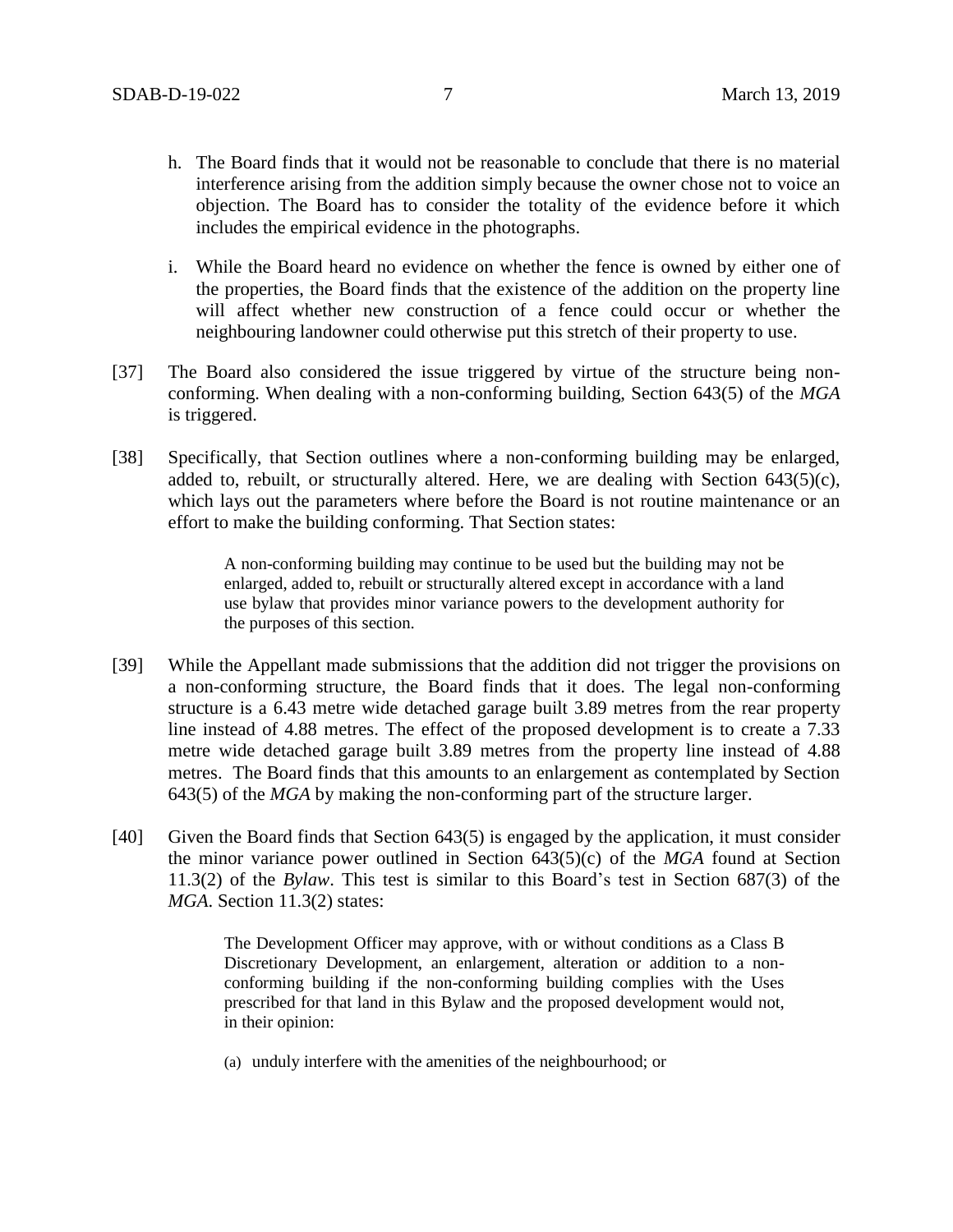h. The Board finds that it would not be reasonable to conclude that there is no material interference arising from the addition simply because the owner chose not to voice an objection. The Board has to consider the totality of the evidence before it which includes the empirical evidence in the photographs.

i. While the Board heard no evidence on whether the fence is owned by either one of the properties, the Board finds that the existence of the addition on the property line will affect whether new construction of a fence could occur or whether the neighbouring landowner could otherwise put this stretch of their property to use.

[37] The Board also considered the issue triggered by virtue of the structure being non-conforming. When dealing with a non-conforming building, Section 643(5) of the *MGA* is triggered.

[38] Specifically, that Section outlines where a non-conforming building may be enlarged, added to, rebuilt, or structurally altered. Here, we are dealing with Section 643(5)(c), which lays out the parameters where before the Board is not routine maintenance or an effort to make the building conforming. That Section states:

> A non-conforming building may continue to be used but the building may not be enlarged, added to, rebuilt or structurally altered except in accordance with a land use bylaw that provides minor variance powers to the development authority for the purposes of this section.

[39] While the Appellant made submissions that the addition did not trigger the provisions on a non-conforming structure, the Board finds that it does. The legal non-conforming structure is a 6.43 metre wide detached garage built 3.89 metres from the rear property line instead of 4.88 metres. The effect of the proposed development is to create a 7.33 metre wide detached garage built 3.89 metres from the property line instead of 4.88 metres. The Board finds that this amounts to an enlargement as contemplated by Section 643(5) of the *MGA* by making the non-conforming part of the structure larger.

[40] Given the Board finds that Section 643(5) is engaged by the application, it must consider the minor variance power outlined in Section 643(5)(c) of the *MGA* found at Section 11.3(2) of the *Bylaw*. This test is similar to this Board's test in Section 687(3) of the *MGA*. Section 11.3(2) states:

> The Development Officer may approve, with or without conditions as a Class B Discretionary Development, an enlargement, alteration or addition to a non-conforming building if the non-conforming building complies with the Uses prescribed for that land in this Bylaw and the proposed development would not, in their opinion:
>
> (a) unduly interfere with the amenities of the neighbourhood; or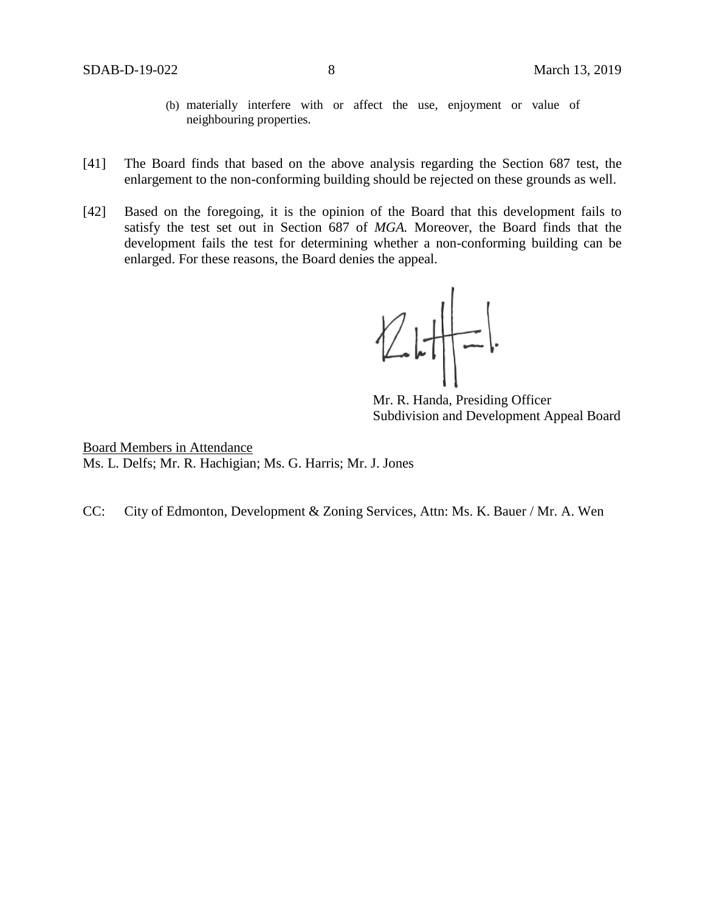(b) materially interfere with or affect the use, enjoyment or value of neighbouring properties.

[41] The Board finds that based on the above analysis regarding the Section 687 test, the enlargement to the non-conforming building should be rejected on these grounds as well.

[42] Based on the foregoing, it is the opinion of the Board that this development fails to satisfy the test set out in Section 687 of *MGA.* Moreover, the Board finds that the development fails the test for determining whether a non-conforming building can be enlarged. For these reasons, the Board denies the appeal.

Mr. R. Handa, Presiding Officer
Subdivision and Development Appeal Board

Board Members in Attendance
Ms. L. Delfs; Mr. R. Hachigian; Ms. G. Harris; Mr. J. Jones

CC: City of Edmonton, Development & Zoning Services, Attn: Ms. K. Bauer / Mr. A. Wen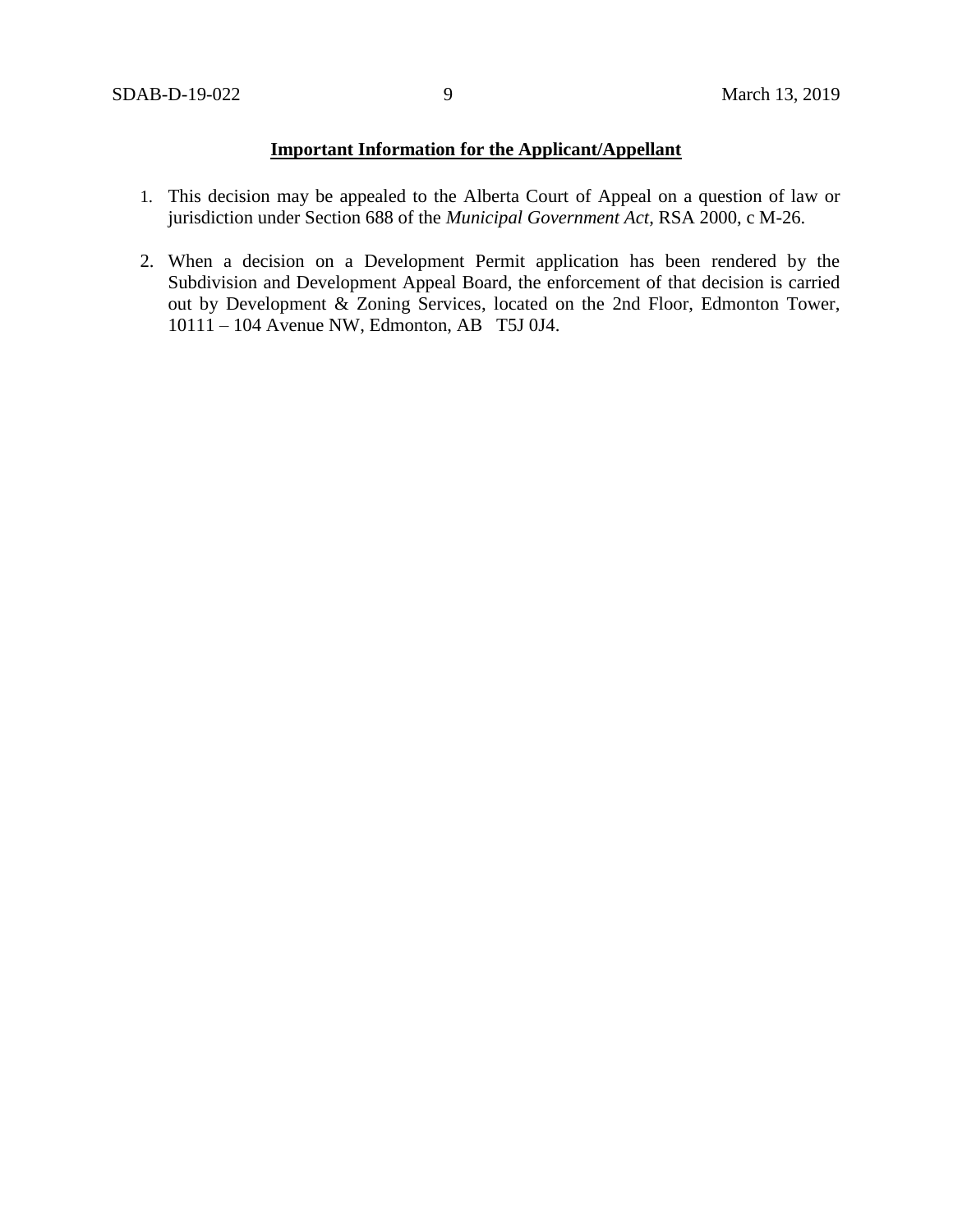**Important Information for the Applicant/Appellant**

1. This decision may be appealed to the Alberta Court of Appeal on a question of law or jurisdiction under Section 688 of the *Municipal Government Act*, RSA 2000, c M-26.

2. When a decision on a Development Permit application has been rendered by the Subdivision and Development Appeal Board, the enforcement of that decision is carried out by Development & Zoning Services, located on the 2nd Floor, Edmonton Tower, 10111 – 104 Avenue NW, Edmonton, AB T5J 0J4.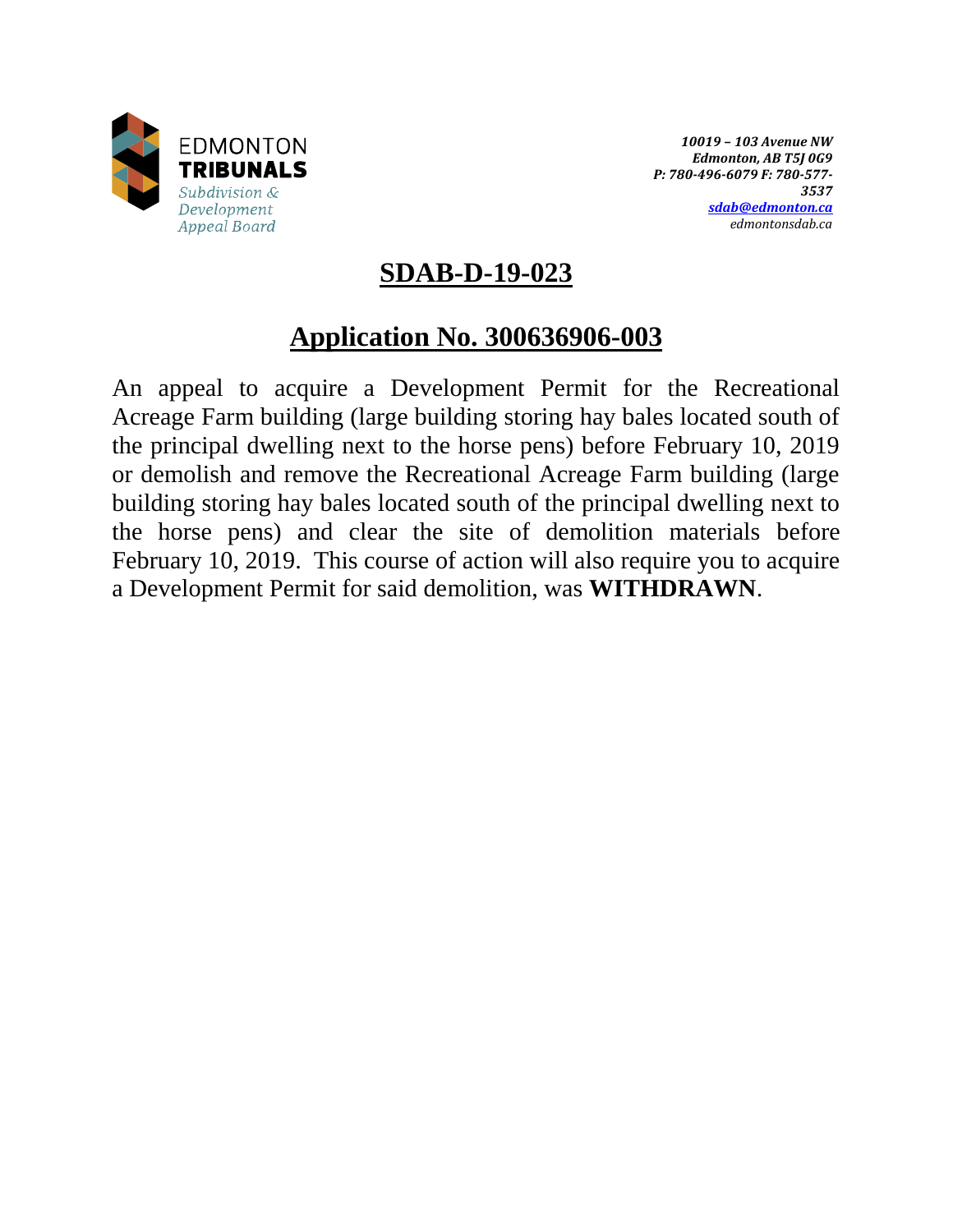EDMONTON
**TRIBUNALS**
*Subdivision & Development Appeal Board*

*10019 – 103 Avenue NW*
*Edmonton, AB T5J 0G9*
*P: 780-496-6079 F: 780-577-3537*
*sdab@edmonton.ca*
*edmontonsdab.ca*

# SDAB-D-19-023

## Application No. 300636906-003

An appeal to acquire a Development Permit for the Recreational Acreage Farm building (large building storing hay bales located south of the principal dwelling next to the horse pens) before February 10, 2019 or demolish and remove the Recreational Acreage Farm building (large building storing hay bales located south of the principal dwelling next to the horse pens) and clear the site of demolition materials before February 10, 2019. This course of action will also require you to acquire a Development Permit for said demolition, was **WITHDRAWN**.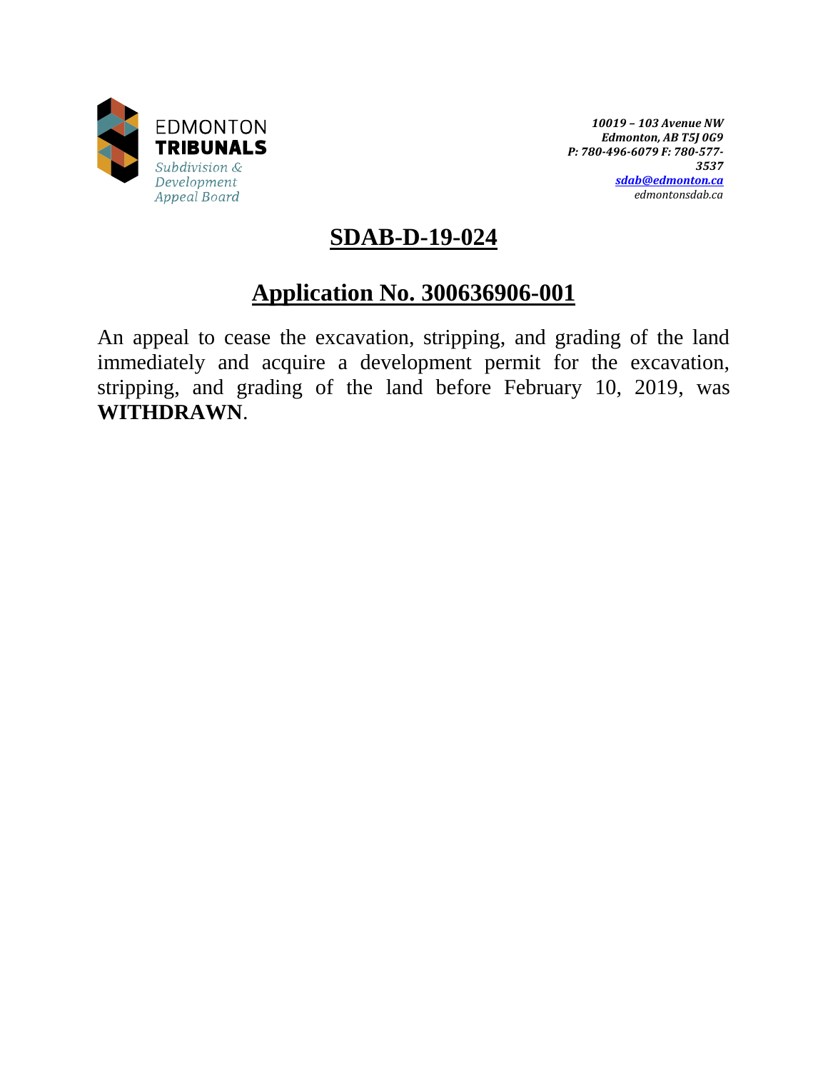EDMONTON
**TRIBUNALS**
*Subdivision & Development Appeal Board*

*10019 – 103 Avenue NW*
*Edmonton, AB T5J 0G9*
*P: 780-496-6079 F: 780-577-3537*
*sdab@edmonton.ca*
*edmontonsdab.ca*

# SDAB-D-19-024

## Application No. 300636906-001

An appeal to cease the excavation, stripping, and grading of the land immediately and acquire a development permit for the excavation, stripping, and grading of the land before February 10, 2019, was **WITHDRAWN**.